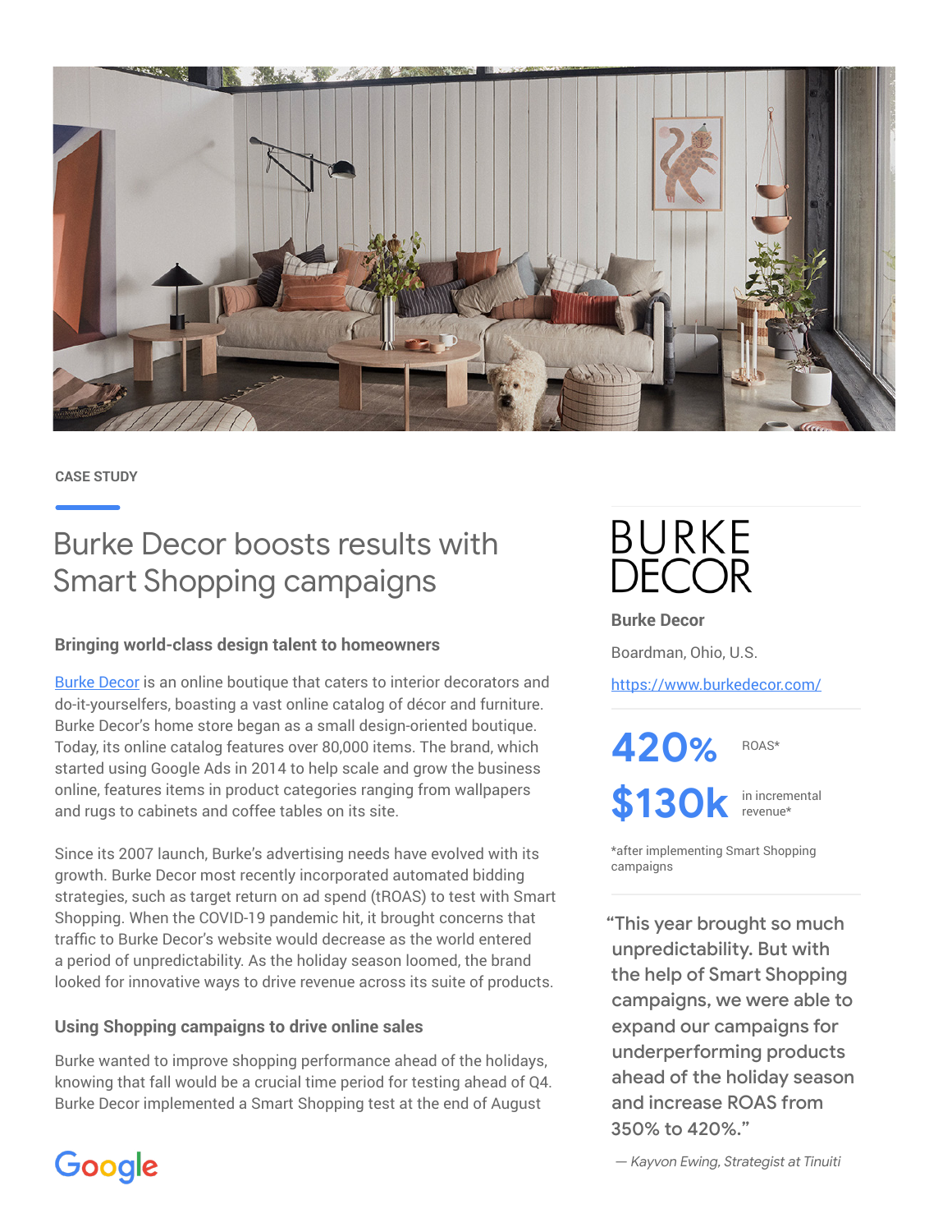CASE STUDY

# Burke Decor boosts results with Smart Shopping campaigns

### Bringing world-class design talent to homeowners

Burke Decor is an online boutique that caters to interior decorators and do-it-yourselfers, boasting a vast online catalog of décor and furniture. Burke Decor's home store began as a small design-oriented boutique. Today, its online catalog features over 80,000 items. The brand, which started using Google Ads in 2014 to help scale and grow the business online, features items in product categories ranging from wallpapers and rugs to cabinets and coffee tables on its site.

Since its 2007 launch, Burke's advertising needs have evolved with its growth. Burke Decor most recently incorporated automated bidding strategies, such as target return on ad spend (tROAS) to test with Smart Shopping. When the COVID-19 pandemic hit, it brought concerns that traffic to Burke Decor's website would decrease as the world entered a period of unpredictability. As the holiday season loomed, the brand looked for innovative ways to drive revenue across its suite of products.

### Using Shopping campaigns to drive online sales

Burke wanted to improve shopping performance ahead of the holidays, knowing that fall would be a crucial time period for testing ahead of Q4. Burke Decor implemented a Smart Shopping test at the end of August

BURKE DECOR

**Burke Decor**

Boardman, Ohio, U.S.

https://www.burkedecor.com/

**420%** ROAS*

**$130k** in incremental revenue*

*after implementing Smart Shopping campaigns

> "This year brought so much unpredictability. But with the help of Smart Shopping campaigns, we were able to expand our campaigns for underperforming products ahead of the holiday season and increase ROAS from 350% to 420%."
>
> *— Kayvon Ewing, Strategist at Tinuiti*

Google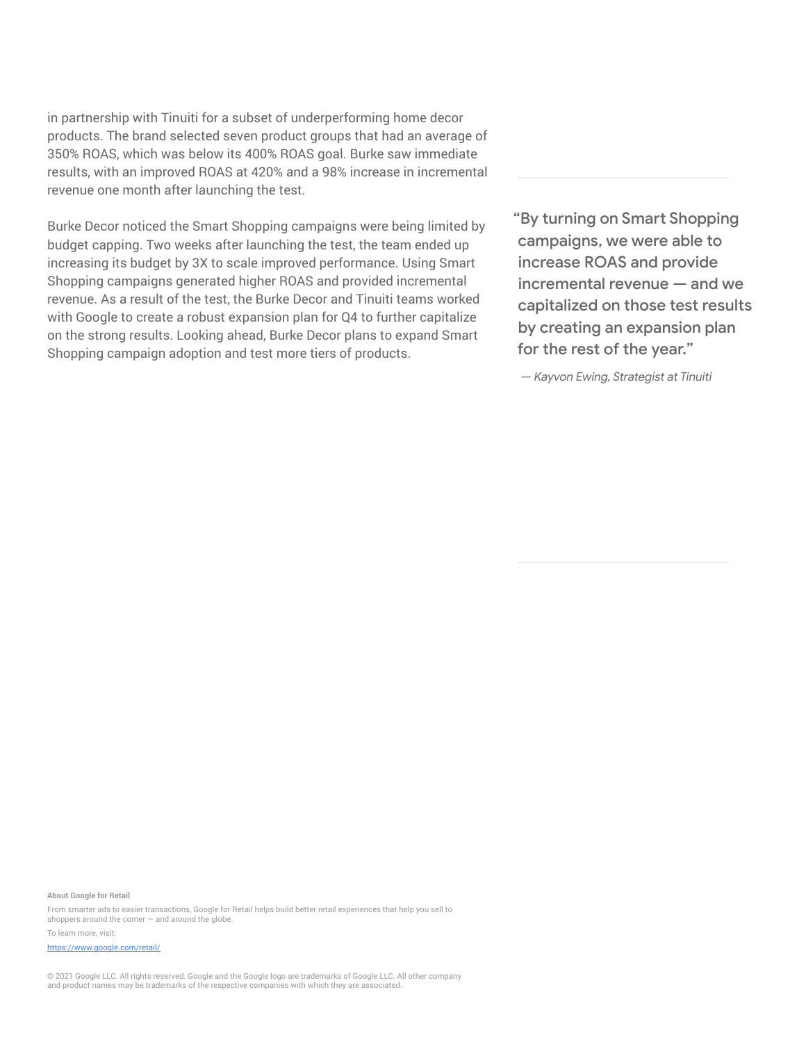in partnership with Tinuiti for a subset of underperforming home decor products. The brand selected seven product groups that had an average of 350% ROAS, which was below its 400% ROAS goal. Burke saw immediate results, with an improved ROAS at 420% and a 98% increase in incremental revenue one month after launching the test.

Burke Decor noticed the Smart Shopping campaigns were being limited by budget capping. Two weeks after launching the test, the team ended up increasing its budget by 3X to scale improved performance. Using Smart Shopping campaigns generated higher ROAS and provided incremental revenue. As a result of the test, the Burke Decor and Tinuiti teams worked with Google to create a robust expansion plan for Q4 to further capitalize on the strong results. Looking ahead, Burke Decor plans to expand Smart Shopping campaign adoption and test more tiers of products.

> "By turning on Smart Shopping campaigns, we were able to increase ROAS and provide incremental revenue — and we capitalized on those test results by creating an expansion plan for the rest of the year."
>
> — *Kayvon Ewing, Strategist at Tinuiti*

**About Google for Retail**

From smarter ads to easier transactions, Google for Retail helps build better retail experiences that help you sell to shoppers around the corner — and around the globe.

To learn more, visit:

https://www.google.com/retail/

© 2021 Google LLC. All rights reserved. Google and the Google logo are trademarks of Google LLC. All other company and product names may be trademarks of the respective companies with which they are associated.